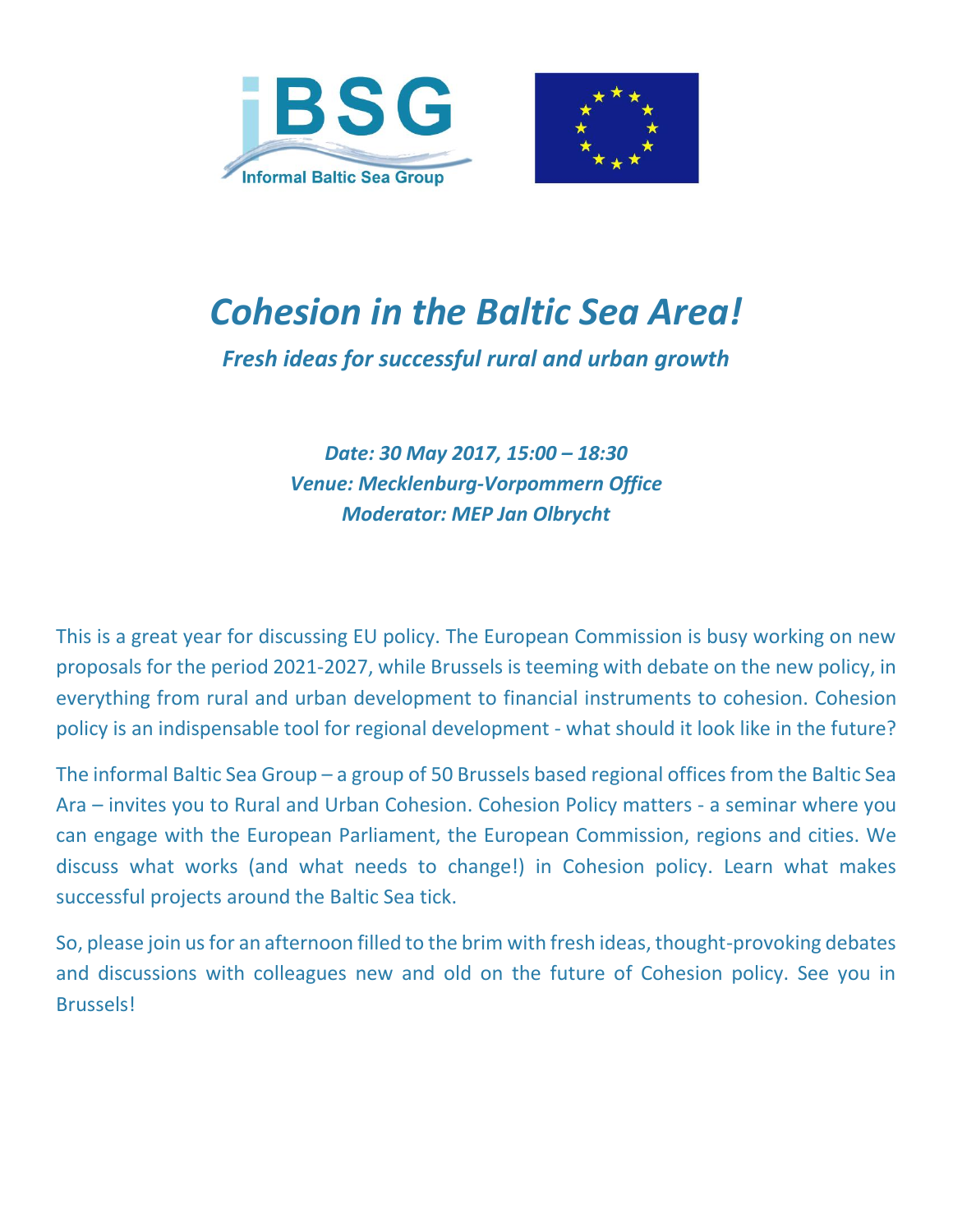# *Cohesion in the Baltic Sea Area!*

***Fresh ideas for successful rural and urban growth***

***Date: 30 May 2017, 15:00 – 18:30***
***Venue: Mecklenburg-Vorpommern Office***
***Moderator: MEP Jan Olbrycht***

This is a great year for discussing EU policy. The European Commission is busy working on new proposals for the period 2021-2027, while Brussels is teeming with debate on the new policy, in everything from rural and urban development to financial instruments to cohesion. Cohesion policy is an indispensable tool for regional development - what should it look like in the future?

The informal Baltic Sea Group – a group of 50 Brussels based regional offices from the Baltic Sea Ara – invites you to Rural and Urban Cohesion. Cohesion Policy matters - a seminar where you can engage with the European Parliament, the European Commission, regions and cities. We discuss what works (and what needs to change!) in Cohesion policy. Learn what makes successful projects around the Baltic Sea tick.

So, please join us for an afternoon filled to the brim with fresh ideas, thought-provoking debates and discussions with colleagues new and old on the future of Cohesion policy. See you in Brussels!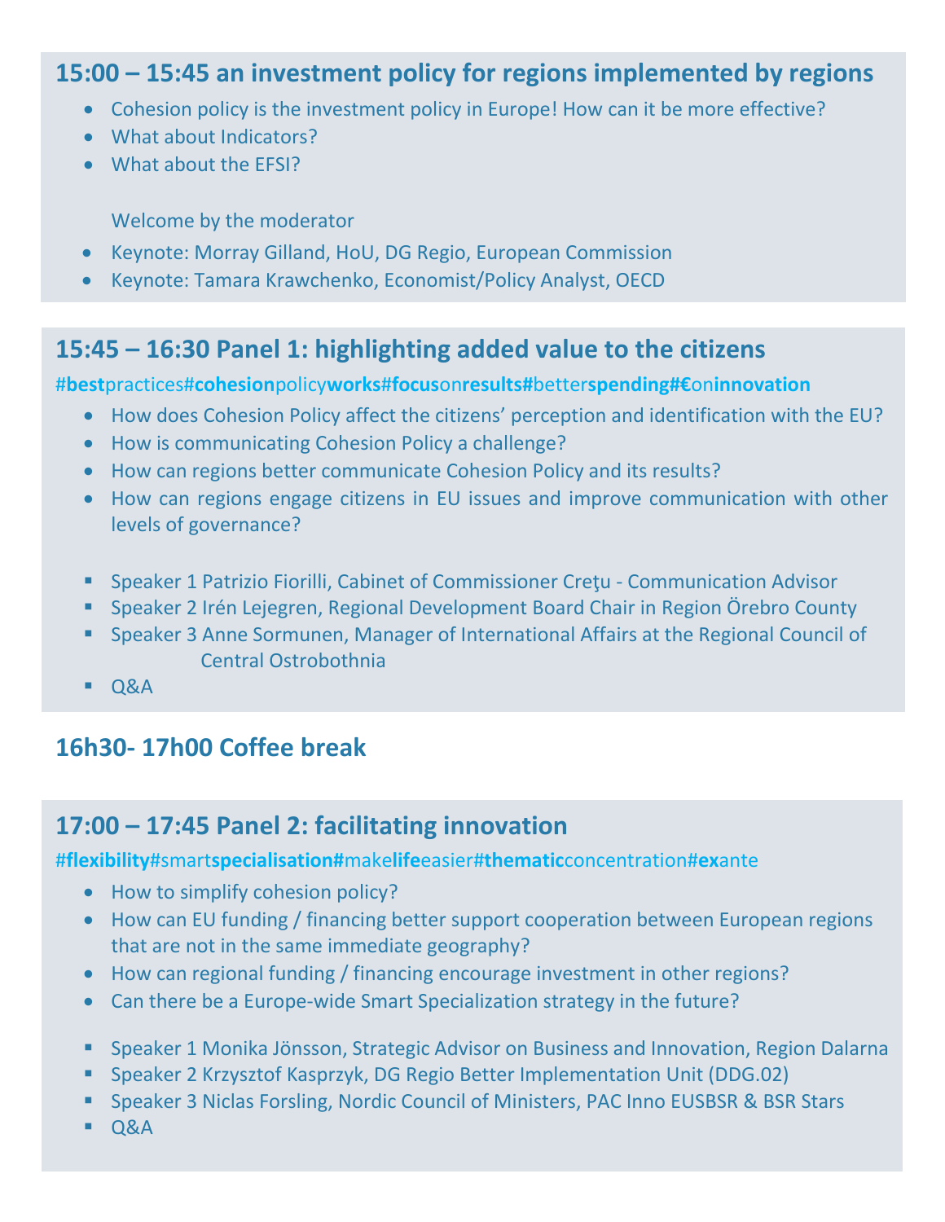## 15:00 – 15:45 an investment policy for regions implemented by regions

- Cohesion policy is the investment policy in Europe! How can it be more effective?
- What about Indicators?
- What about the EFSI?

Welcome by the moderator

- Keynote: Morray Gilland, HoU, DG Regio, European Commission
- Keynote: Tamara Krawchenko, Economist/Policy Analyst, OECD

## 15:45 – 16:30 Panel 1: highlighting added value to the citizens

#**best**practices#**cohesion**policy**works**#**focus**on**results**#better**spending**#**€**on**innovation**

- How does Cohesion Policy affect the citizens' perception and identification with the EU?
- How is communicating Cohesion Policy a challenge?
- How can regions better communicate Cohesion Policy and its results?
- How can regions engage citizens in EU issues and improve communication with other levels of governance?

- Speaker 1 Patrizio Fiorilli, Cabinet of Commissioner Creţu - Communication Advisor
- Speaker 2 Irén Lejegren, Regional Development Board Chair in Region Örebro County
- Speaker 3 Anne Sormunen, Manager of International Affairs at the Regional Council of Central Ostrobothnia
- Q&A

## 16h30- 17h00 Coffee break

## 17:00 – 17:45 Panel 2: facilitating innovation

#**flexibility**#smart**specialisation**#make**life**easier#**thematic**concentration#**ex**ante

- How to simplify cohesion policy?
- How can EU funding / financing better support cooperation between European regions that are not in the same immediate geography?
- How can regional funding / financing encourage investment in other regions?
- Can there be a Europe-wide Smart Specialization strategy in the future?

- Speaker 1 Monika Jönsson, Strategic Advisor on Business and Innovation, Region Dalarna
- Speaker 2 Krzysztof Kasprzyk, DG Regio Better Implementation Unit (DDG.02)
- Speaker 3 Niclas Forsling, Nordic Council of Ministers, PAC Inno EUSBSR & BSR Stars
- Q&A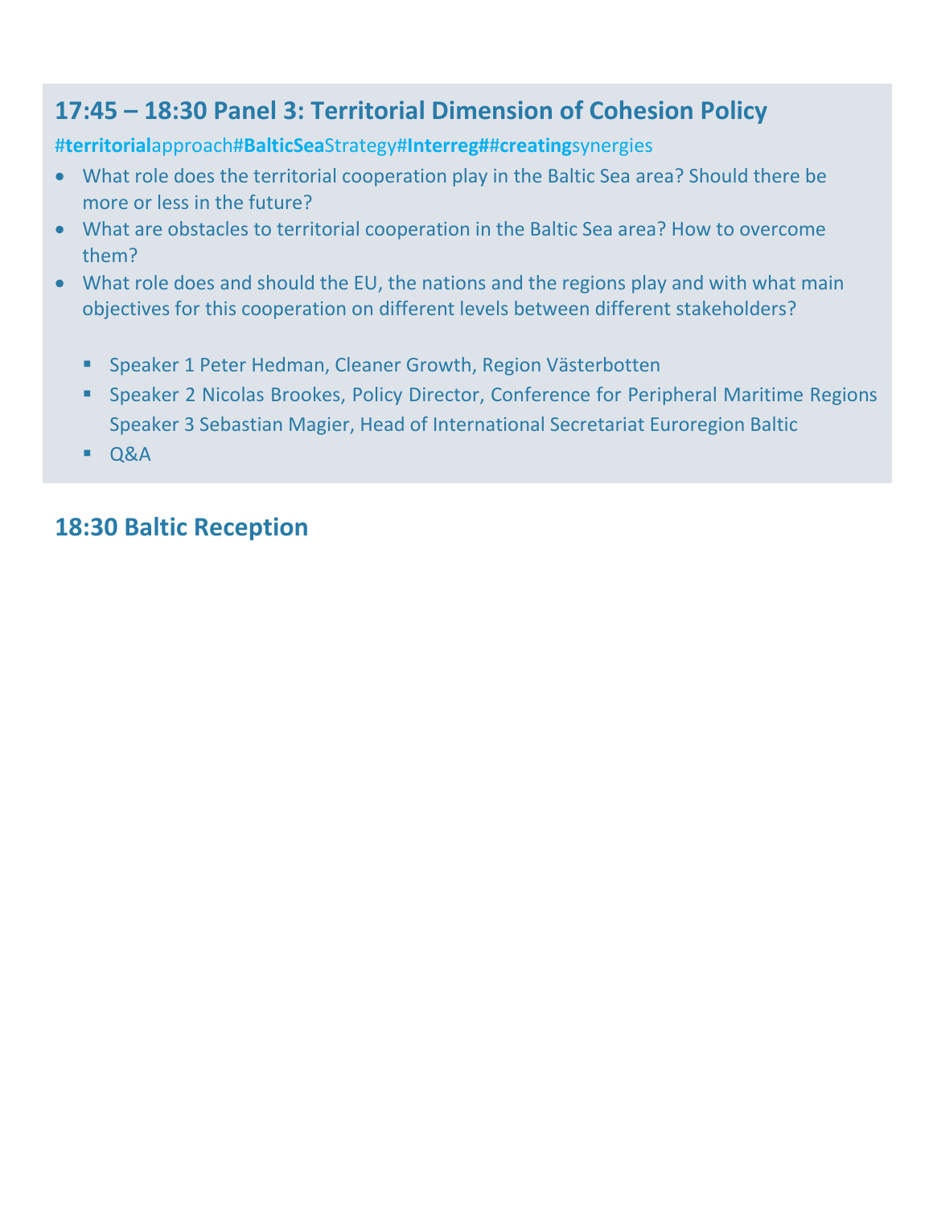## 17:45 – 18:30 Panel 3: Territorial Dimension of Cohesion Policy

#**territorial**approach#**BalticSea**Strategy#**Interreg**##**creating**synergies

- What role does the territorial cooperation play in the Baltic Sea area? Should there be more or less in the future?
- What are obstacles to territorial cooperation in the Baltic Sea area? How to overcome them?
- What role does and should the EU, the nations and the regions play and with what main objectives for this cooperation on different levels between different stakeholders?

  - Speaker 1 Peter Hedman, Cleaner Growth, Region Västerbotten
  - Speaker 2 Nicolas Brookes, Policy Director, Conference for Peripheral Maritime Regions Speaker 3 Sebastian Magier, Head of International Secretariat Euroregion Baltic
  - Q&A

## 18:30 Baltic Reception